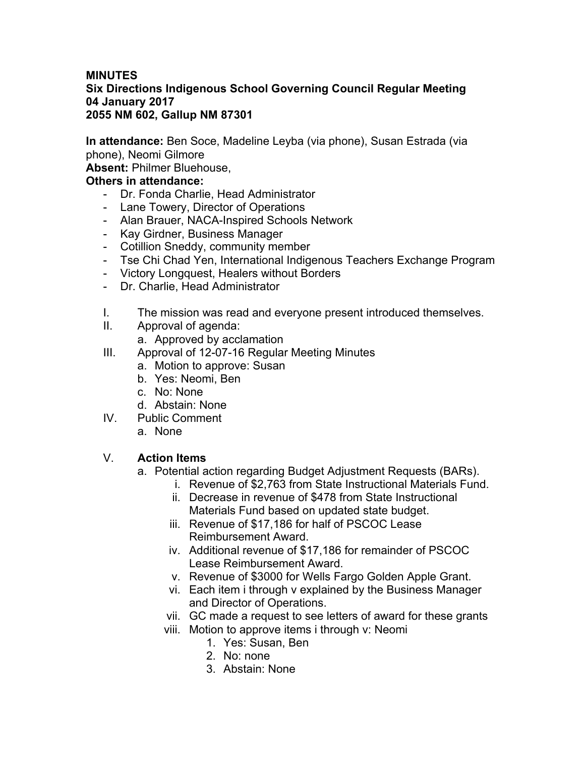**MINUTES**
**Six Directions Indigenous School Governing Council Regular Meeting**
**04 January 2017**
**2055 NM 602, Gallup NM 87301**

**In attendance:** Ben Soce, Madeline Leyba (via phone), Susan Estrada (via phone), Neomi Gilmore
**Absent:** Philmer Bluehouse,
**Others in attendance:**

- Dr. Fonda Charlie, Head Administrator
- Lane Towery, Director of Operations
- Alan Brauer, NACA-Inspired Schools Network
- Kay Girdner, Business Manager
- Cotillion Sneddy, community member
- Tse Chi Chad Yen, International Indigenous Teachers Exchange Program
- Victory Longquest, Healers without Borders
- Dr. Charlie, Head Administrator

I. The mission was read and everyone present introduced themselves.

II. Approval of agenda:
  a. Approved by acclamation

III. Approval of 12-07-16 Regular Meeting Minutes
  a. Motion to approve: Susan
  b. Yes: Neomi, Ben
  c. No: None
  d. Abstain: None

IV. Public Comment
  a. None

V. **Action Items**
  a. Potential action regarding Budget Adjustment Requests (BARs).
    i. Revenue of $2,763 from State Instructional Materials Fund.
    ii. Decrease in revenue of $478 from State Instructional Materials Fund based on updated state budget.
    iii. Revenue of $17,186 for half of PSCOC Lease Reimbursement Award.
    iv. Additional revenue of $17,186 for remainder of PSCOC Lease Reimbursement Award.
    v. Revenue of $3000 for Wells Fargo Golden Apple Grant.
    vi. Each item i through v explained by the Business Manager and Director of Operations.
    vii. GC made a request to see letters of award for these grants
    viii. Motion to approve items i through v: Neomi
      1. Yes: Susan, Ben
      2. No: none
      3. Abstain: None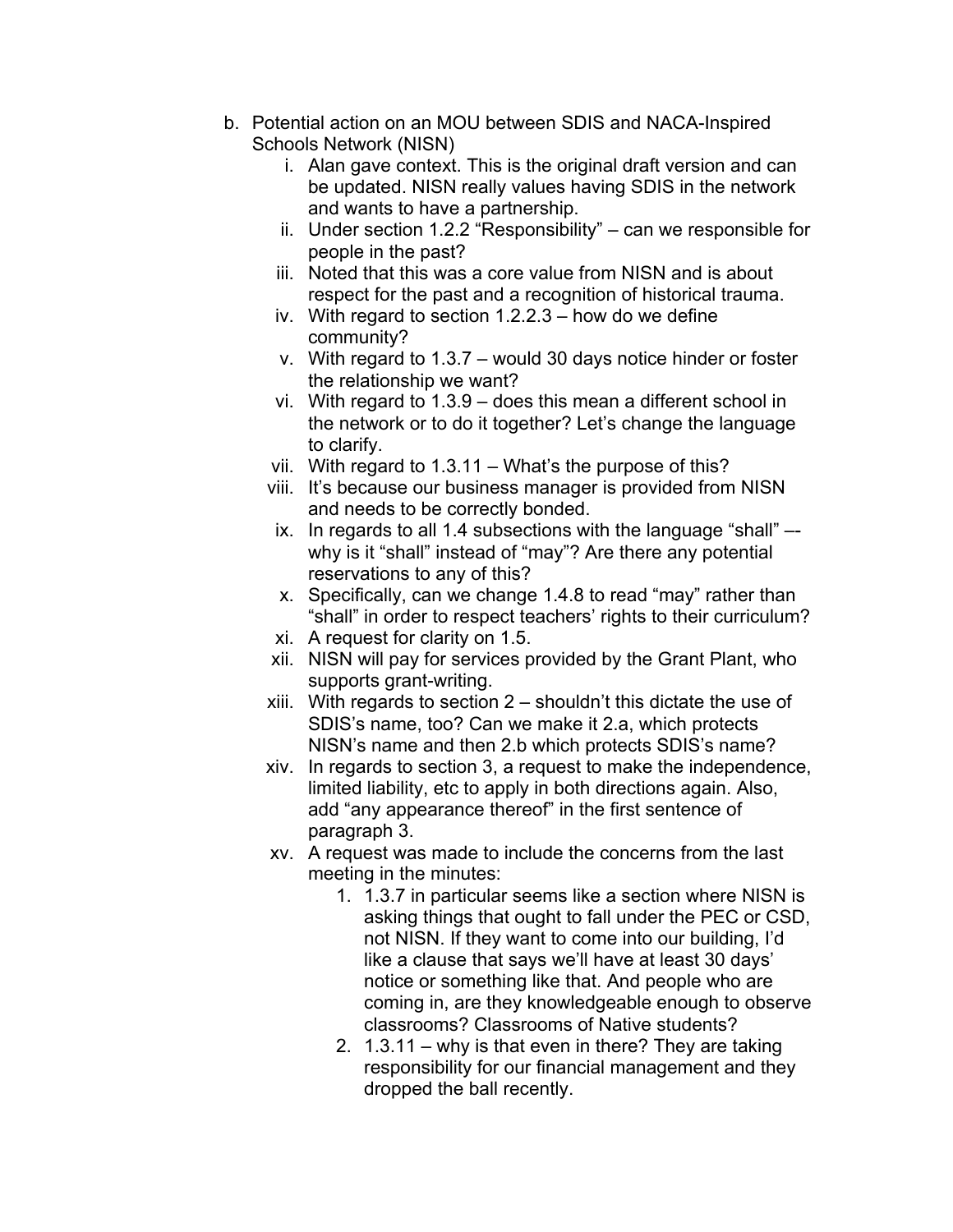b. Potential action on an MOU between SDIS and NACA-Inspired Schools Network (NISN)

   i. Alan gave context. This is the original draft version and can be updated. NISN really values having SDIS in the network and wants to have a partnership.

   ii. Under section 1.2.2 "Responsibility" – can we responsible for people in the past?

   iii. Noted that this was a core value from NISN and is about respect for the past and a recognition of historical trauma.

   iv. With regard to section 1.2.2.3 – how do we define community?

   v. With regard to 1.3.7 – would 30 days notice hinder or foster the relationship we want?

   vi. With regard to 1.3.9 – does this mean a different school in the network or to do it together? Let's change the language to clarify.

   vii. With regard to 1.3.11 – What's the purpose of this?

   viii. It's because our business manager is provided from NISN and needs to be correctly bonded.

   ix. In regards to all 1.4 subsections with the language "shall" –- why is it "shall" instead of "may"? Are there any potential reservations to any of this?

   x. Specifically, can we change 1.4.8 to read "may" rather than "shall" in order to respect teachers' rights to their curriculum?

   xi. A request for clarity on 1.5.

   xii. NISN will pay for services provided by the Grant Plant, who supports grant-writing.

   xiii. With regards to section 2 – shouldn't this dictate the use of SDIS's name, too? Can we make it 2.a, which protects NISN's name and then 2.b which protects SDIS's name?

   xiv. In regards to section 3, a request to make the independence, limited liability, etc to apply in both directions again. Also, add "any appearance thereof" in the first sentence of paragraph 3.

   xv. A request was made to include the concerns from the last meeting in the minutes:

      1. 1.3.7 in particular seems like a section where NISN is asking things that ought to fall under the PEC or CSD, not NISN. If they want to come into our building, I'd like a clause that says we'll have at least 30 days' notice or something like that. And people who are coming in, are they knowledgeable enough to observe classrooms? Classrooms of Native students?

      2. 1.3.11 – why is that even in there? They are taking responsibility for our financial management and they dropped the ball recently.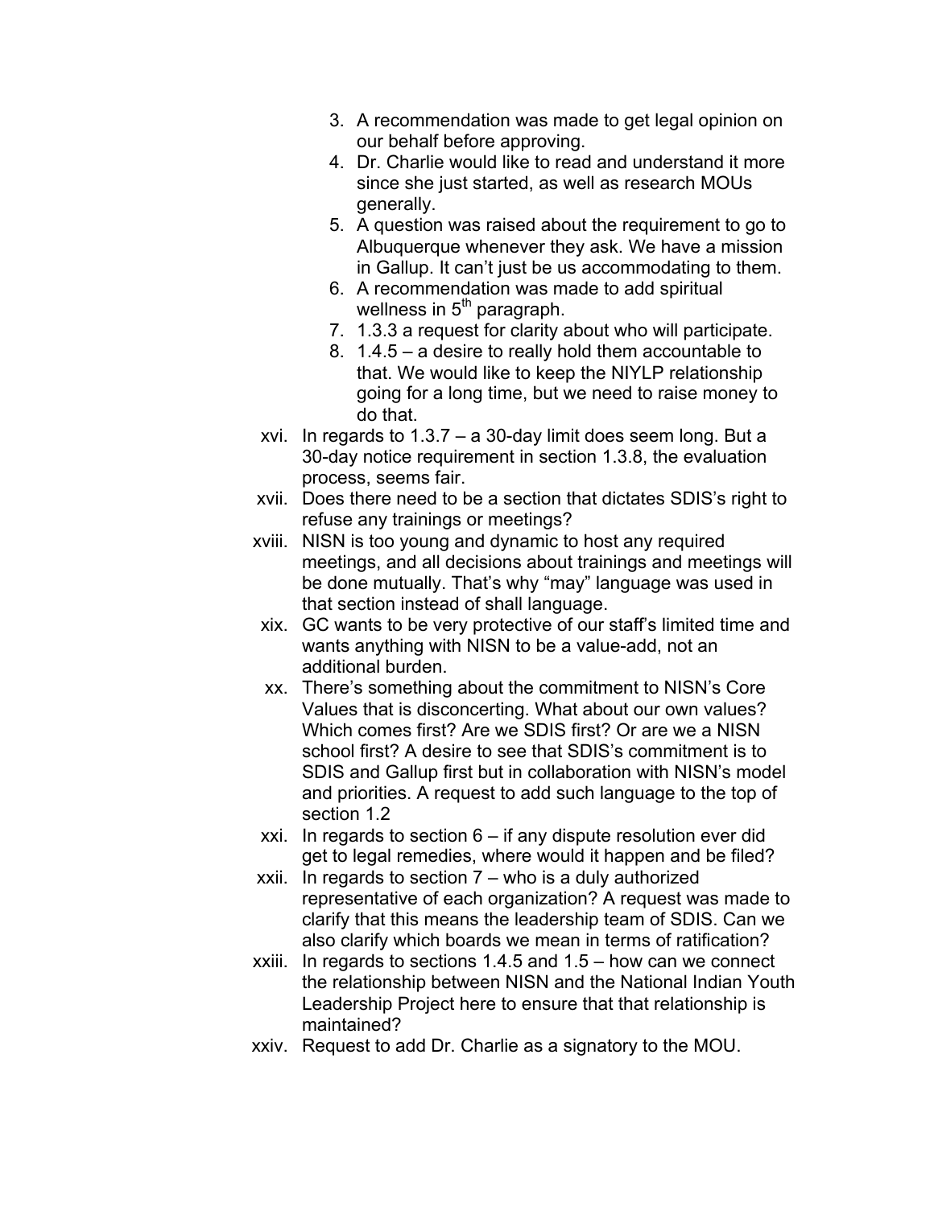3. A recommendation was made to get legal opinion on our behalf before approving.
4. Dr. Charlie would like to read and understand it more since she just started, as well as research MOUs generally.
5. A question was raised about the requirement to go to Albuquerque whenever they ask. We have a mission in Gallup. It can't just be us accommodating to them.
6. A recommendation was made to add spiritual wellness in 5th paragraph.
7. 1.3.3 a request for clarity about who will participate.
8. 1.4.5 – a desire to really hold them accountable to that. We would like to keep the NIYLP relationship going for a long time, but we need to raise money to do that.

xvi. In regards to 1.3.7 – a 30-day limit does seem long. But a 30-day notice requirement in section 1.3.8, the evaluation process, seems fair.

xvii. Does there need to be a section that dictates SDIS's right to refuse any trainings or meetings?

xviii. NISN is too young and dynamic to host any required meetings, and all decisions about trainings and meetings will be done mutually. That's why "may" language was used in that section instead of shall language.

xix. GC wants to be very protective of our staff's limited time and wants anything with NISN to be a value-add, not an additional burden.

xx. There's something about the commitment to NISN's Core Values that is disconcerting. What about our own values? Which comes first? Are we SDIS first? Or are we a NISN school first? A desire to see that SDIS's commitment is to SDIS and Gallup first but in collaboration with NISN's model and priorities. A request to add such language to the top of section 1.2

xxi. In regards to section 6 – if any dispute resolution ever did get to legal remedies, where would it happen and be filed?

xxii. In regards to section 7 – who is a duly authorized representative of each organization? A request was made to clarify that this means the leadership team of SDIS. Can we also clarify which boards we mean in terms of ratification?

xxiii. In regards to sections 1.4.5 and 1.5 – how can we connect the relationship between NISN and the National Indian Youth Leadership Project here to ensure that that relationship is maintained?

xxiv. Request to add Dr. Charlie as a signatory to the MOU.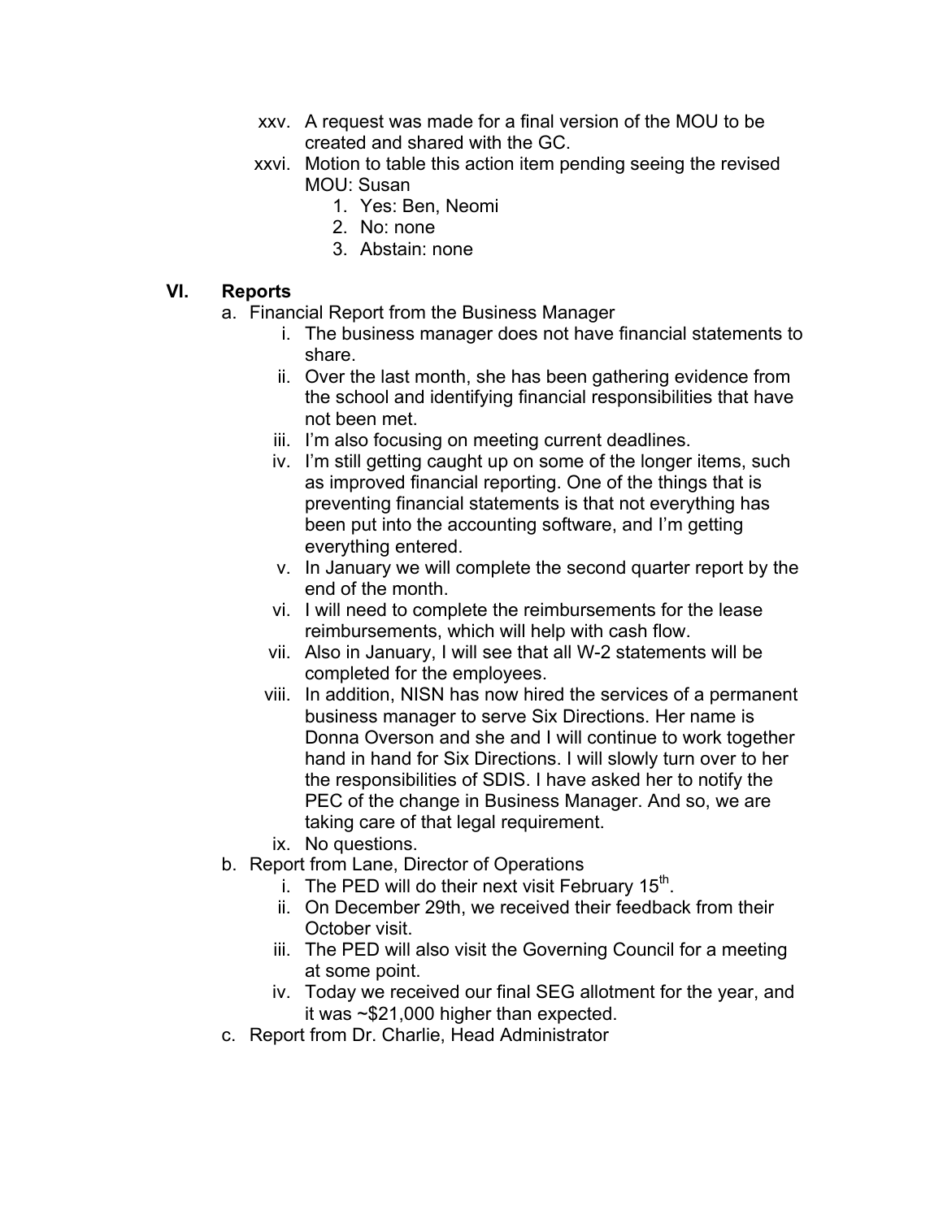xxv. A request was made for a final version of the MOU to be created and shared with the GC.

xxvi. Motion to table this action item pending seeing the revised MOU: Susan

1. Yes: Ben, Neomi
2. No: none
3. Abstain: none

## VI. Reports

a. Financial Report from the Business Manager

i. The business manager does not have financial statements to share.

ii. Over the last month, she has been gathering evidence from the school and identifying financial responsibilities that have not been met.

iii. I'm also focusing on meeting current deadlines.

iv. I'm still getting caught up on some of the longer items, such as improved financial reporting. One of the things that is preventing financial statements is that not everything has been put into the accounting software, and I'm getting everything entered.

v. In January we will complete the second quarter report by the end of the month.

vi. I will need to complete the reimbursements for the lease reimbursements, which will help with cash flow.

vii. Also in January, I will see that all W-2 statements will be completed for the employees.

viii. In addition, NISN has now hired the services of a permanent business manager to serve Six Directions. Her name is Donna Overson and she and I will continue to work together hand in hand for Six Directions. I will slowly turn over to her the responsibilities of SDIS. I have asked her to notify the PEC of the change in Business Manager. And so, we are taking care of that legal requirement.

ix. No questions.

b. Report from Lane, Director of Operations

i. The PED will do their next visit February 15th.

ii. On December 29th, we received their feedback from their October visit.

iii. The PED will also visit the Governing Council for a meeting at some point.

iv. Today we received our final SEG allotment for the year, and it was ~$21,000 higher than expected.

c. Report from Dr. Charlie, Head Administrator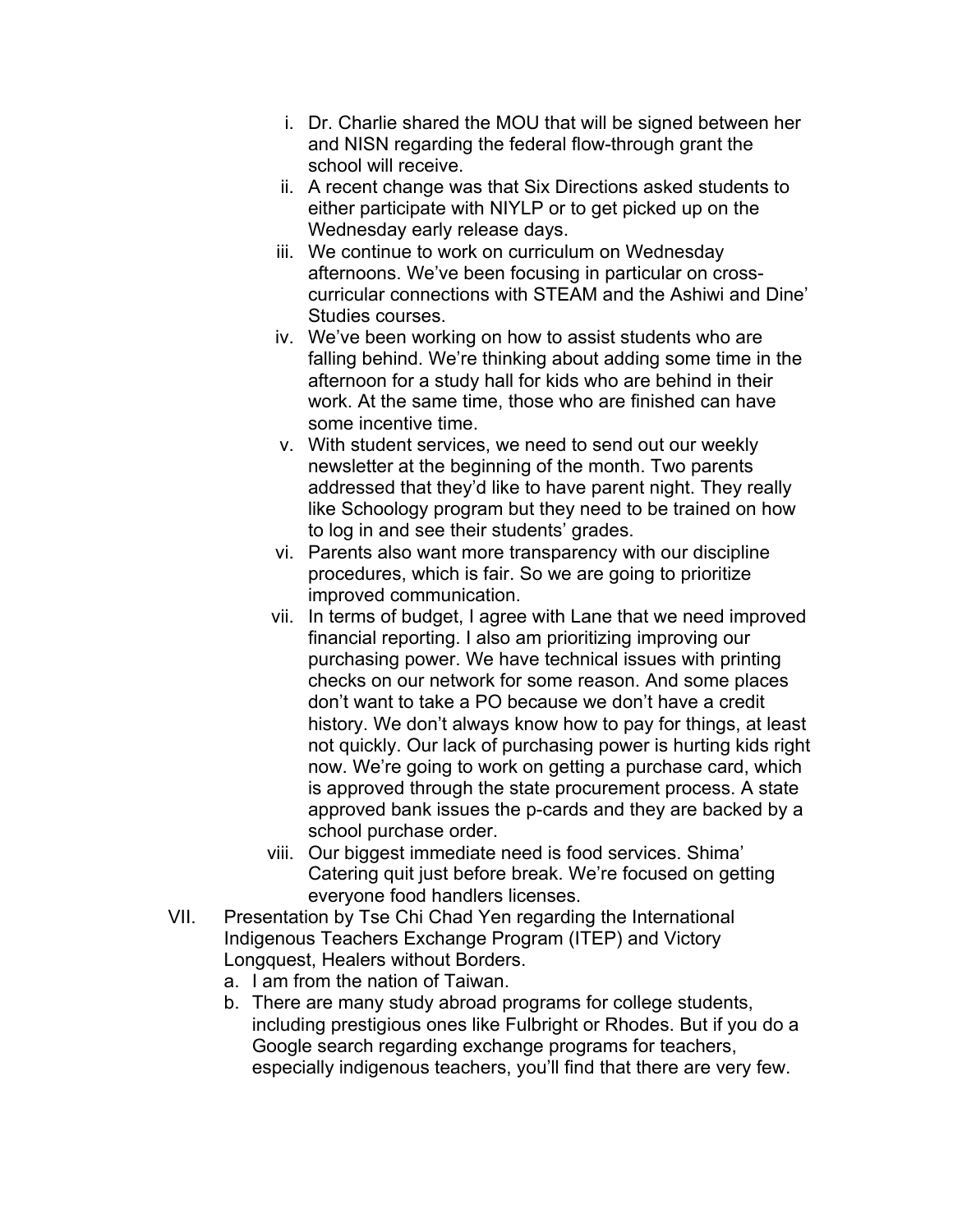i. Dr. Charlie shared the MOU that will be signed between her and NISN regarding the federal flow-through grant the school will receive.
ii. A recent change was that Six Directions asked students to either participate with NIYLP or to get picked up on the Wednesday early release days.
iii. We continue to work on curriculum on Wednesday afternoons. We've been focusing in particular on cross-curricular connections with STEAM and the Ashiwi and Dine' Studies courses.
iv. We've been working on how to assist students who are falling behind. We're thinking about adding some time in the afternoon for a study hall for kids who are behind in their work. At the same time, those who are finished can have some incentive time.
v. With student services, we need to send out our weekly newsletter at the beginning of the month. Two parents addressed that they'd like to have parent night. They really like Schoology program but they need to be trained on how to log in and see their students' grades.
vi. Parents also want more transparency with our discipline procedures, which is fair. So we are going to prioritize improved communication.
vii. In terms of budget, I agree with Lane that we need improved financial reporting. I also am prioritizing improving our purchasing power. We have technical issues with printing checks on our network for some reason. And some places don't want to take a PO because we don't have a credit history. We don't always know how to pay for things, at least not quickly. Our lack of purchasing power is hurting kids right now. We're going to work on getting a purchase card, which is approved through the state procurement process. A state approved bank issues the p-cards and they are backed by a school purchase order.
viii. Our biggest immediate need is food services. Shima' Catering quit just before break. We're focused on getting everyone food handlers licenses.

VII. Presentation by Tse Chi Chad Yen regarding the International Indigenous Teachers Exchange Program (ITEP) and Victory Longquest, Healers without Borders.
   a. I am from the nation of Taiwan.
   b. There are many study abroad programs for college students, including prestigious ones like Fulbright or Rhodes. But if you do a Google search regarding exchange programs for teachers, especially indigenous teachers, you'll find that there are very few.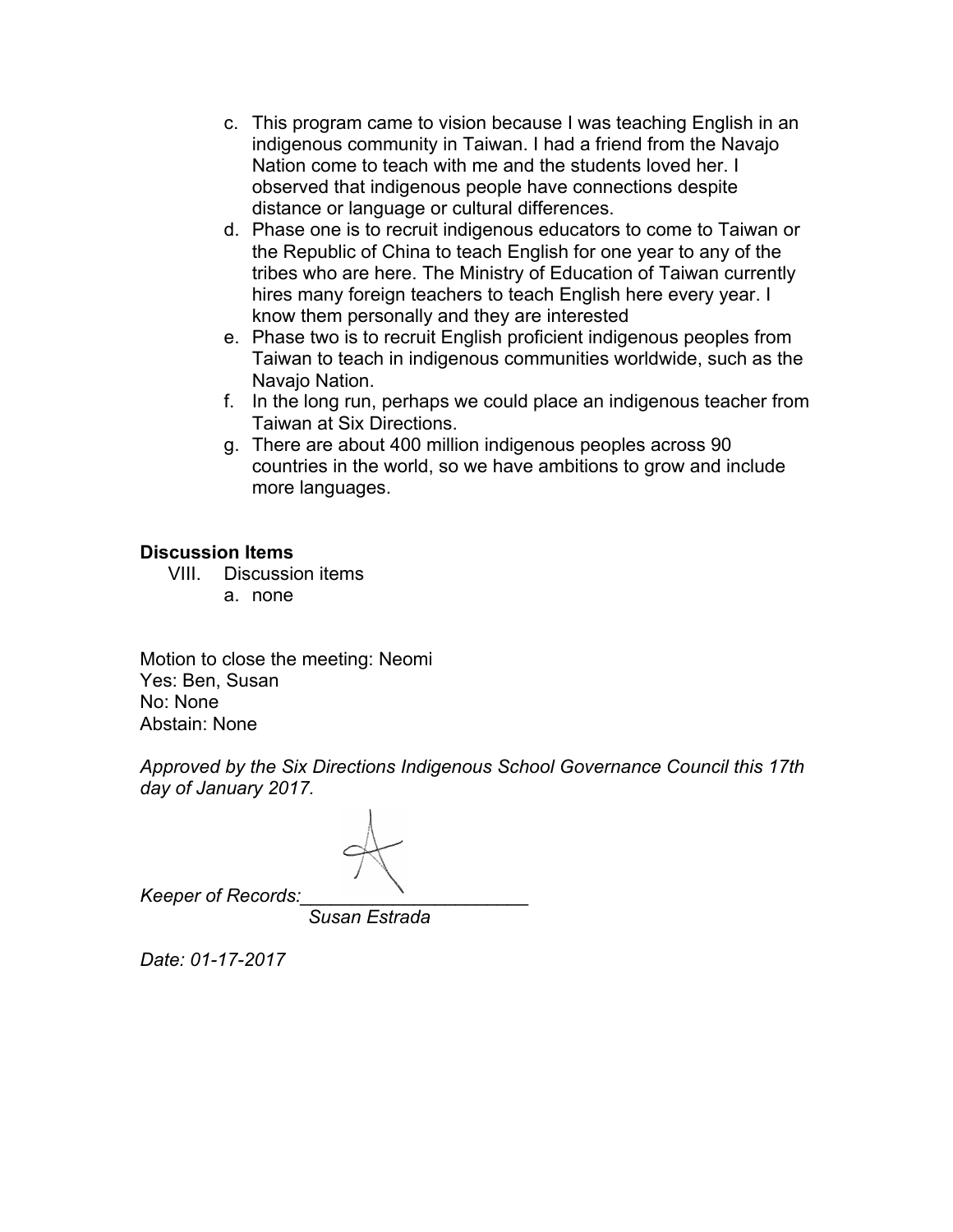c. This program came to vision because I was teaching English in an indigenous community in Taiwan. I had a friend from the Navajo Nation come to teach with me and the students loved her. I observed that indigenous people have connections despite distance or language or cultural differences.
d. Phase one is to recruit indigenous educators to come to Taiwan or the Republic of China to teach English for one year to any of the tribes who are here. The Ministry of Education of Taiwan currently hires many foreign teachers to teach English here every year. I know them personally and they are interested
e. Phase two is to recruit English proficient indigenous peoples from Taiwan to teach in indigenous communities worldwide, such as the Navajo Nation.
f. In the long run, perhaps we could place an indigenous teacher from Taiwan at Six Directions.
g. There are about 400 million indigenous peoples across 90 countries in the world, so we have ambitions to grow and include more languages.

**Discussion Items**

VIII. Discussion items
  a. none

Motion to close the meeting: Neomi
Yes: Ben, Susan
No: None
Abstain: None

*Approved by the Six Directions Indigenous School Governance Council this 17th day of January 2017.*

*Keeper of Records:*______________________
*Susan Estrada*

*Date: 01-17-2017*